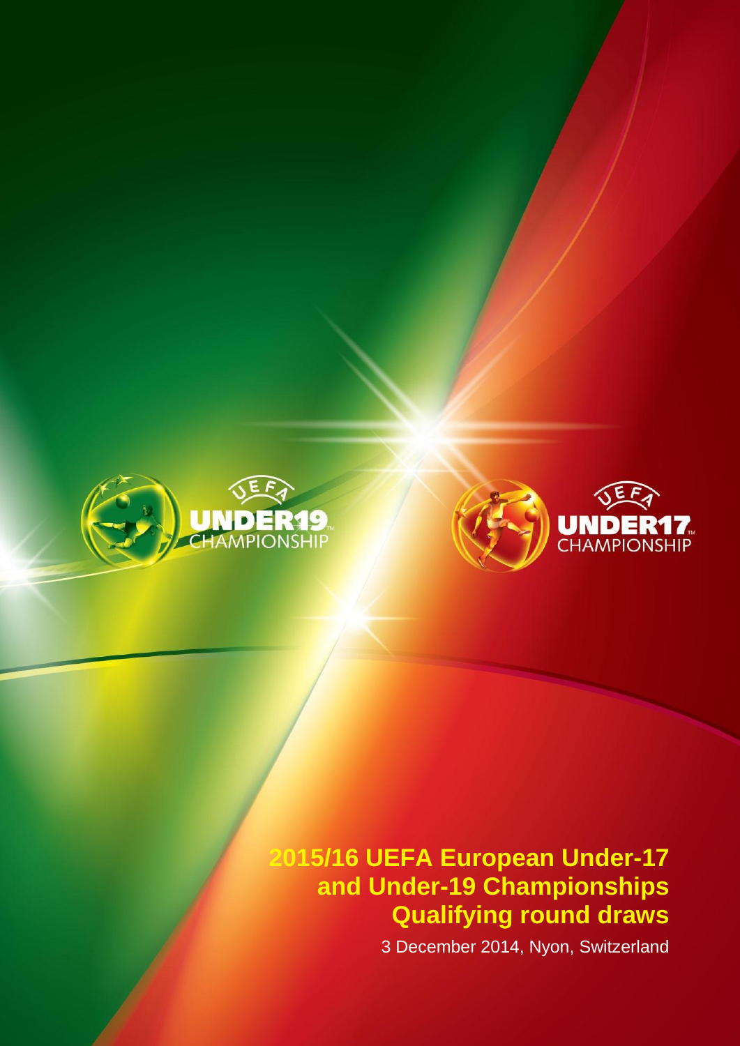UEFA UNDER19 CHAMPIONSHIP

UEFA UNDER17 CHAMPIONSHIP

# 2015/16 UEFA European Under-17 and Under-19 Championships Qualifying round draws

3 December 2014, Nyon, Switzerland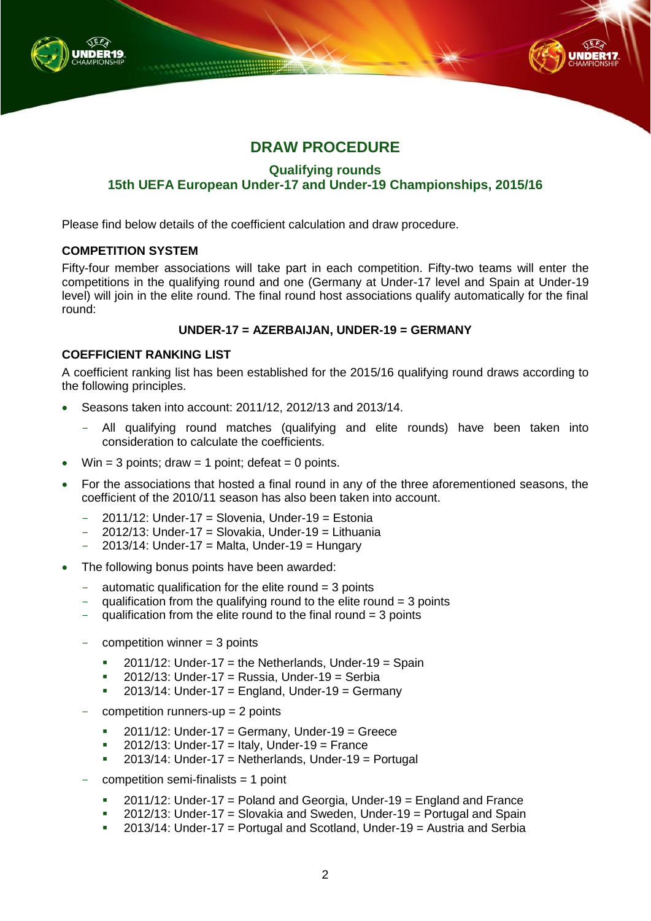# DRAW PROCEDURE

## Qualifying rounds
## 15th UEFA European Under-17 and Under-19 Championships, 2015/16

Please find below details of the coefficient calculation and draw procedure.

### COMPETITION SYSTEM

Fifty-four member associations will take part in each competition. Fifty-two teams will enter the competitions in the qualifying round and one (Germany at Under-17 level and Spain at Under-19 level) will join in the elite round. The final round host associations qualify automatically for the final round:

**UNDER-17 = AZERBAIJAN, UNDER-19 = GERMANY**

### COEFFICIENT RANKING LIST

A coefficient ranking list has been established for the 2015/16 qualifying round draws according to the following principles.

- Seasons taken into account: 2011/12, 2012/13 and 2013/14.
  - All qualifying round matches (qualifying and elite rounds) have been taken into consideration to calculate the coefficients.
- Win = 3 points; draw = 1 point; defeat = 0 points.
- For the associations that hosted a final round in any of the three aforementioned seasons, the coefficient of the 2010/11 season has also been taken into account.
  - 2011/12: Under-17 = Slovenia, Under-19 = Estonia
  - 2012/13: Under-17 = Slovakia, Under-19 = Lithuania
  - 2013/14: Under-17 = Malta, Under-19 = Hungary
- The following bonus points have been awarded:
  - automatic qualification for the elite round = 3 points
  - qualification from the qualifying round to the elite round = 3 points
  - qualification from the elite round to the final round = 3 points
  - competition winner = 3 points
    - 2011/12: Under-17 = the Netherlands, Under-19 = Spain
    - 2012/13: Under-17 = Russia, Under-19 = Serbia
    - 2013/14: Under-17 = England, Under-19 = Germany
  - competition runners-up = 2 points
    - 2011/12: Under-17 = Germany, Under-19 = Greece
    - 2012/13: Under-17 = Italy, Under-19 = France
    - 2013/14: Under-17 = Netherlands, Under-19 = Portugal
  - competition semi-finalists = 1 point
    - 2011/12: Under-17 = Poland and Georgia, Under-19 = England and France
    - 2012/13: Under-17 = Slovakia and Sweden, Under-19 = Portugal and Spain
    - 2013/14: Under-17 = Portugal and Scotland, Under-19 = Austria and Serbia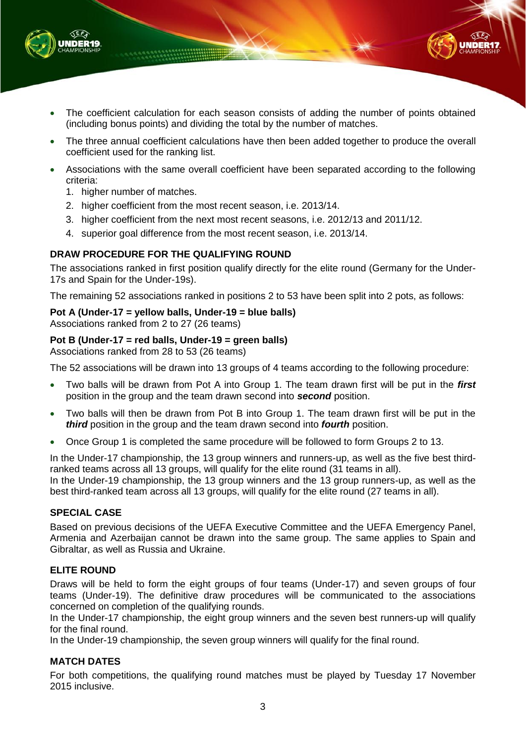- The coefficient calculation for each season consists of adding the number of points obtained (including bonus points) and dividing the total by the number of matches.
- The three annual coefficient calculations have then been added together to produce the overall coefficient used for the ranking list.
- Associations with the same overall coefficient have been separated according to the following criteria:
  1. higher number of matches.
  2. higher coefficient from the most recent season, i.e. 2013/14.
  3. higher coefficient from the next most recent seasons, i.e. 2012/13 and 2011/12.
  4. superior goal difference from the most recent season, i.e. 2013/14.

**DRAW PROCEDURE FOR THE QUALIFYING ROUND**

The associations ranked in first position qualify directly for the elite round (Germany for the Under-17s and Spain for the Under-19s).

The remaining 52 associations ranked in positions 2 to 53 have been split into 2 pots, as follows:

**Pot A (Under-17 = yellow balls, Under-19 = blue balls)**
Associations ranked from 2 to 27 (26 teams)

**Pot B (Under-17 = red balls, Under-19 = green balls)**
Associations ranked from 28 to 53 (26 teams)

The 52 associations will be drawn into 13 groups of 4 teams according to the following procedure:

- Two balls will be drawn from Pot A into Group 1. The team drawn first will be put in the ***first*** position in the group and the team drawn second into ***second*** position.
- Two balls will then be drawn from Pot B into Group 1. The team drawn first will be put in the ***third*** position in the group and the team drawn second into ***fourth*** position.
- Once Group 1 is completed the same procedure will be followed to form Groups 2 to 13.

In the Under-17 championship, the 13 group winners and runners-up, as well as the five best third-ranked teams across all 13 groups, will qualify for the elite round (31 teams in all).
In the Under-19 championship, the 13 group winners and the 13 group runners-up, as well as the best third-ranked team across all 13 groups, will qualify for the elite round (27 teams in all).

**SPECIAL CASE**

Based on previous decisions of the UEFA Executive Committee and the UEFA Emergency Panel, Armenia and Azerbaijan cannot be drawn into the same group. The same applies to Spain and Gibraltar, as well as Russia and Ukraine.

**ELITE ROUND**

Draws will be held to form the eight groups of four teams (Under-17) and seven groups of four teams (Under-19). The definitive draw procedures will be communicated to the associations concerned on completion of the qualifying rounds.
In the Under-17 championship, the eight group winners and the seven best runners-up will qualify for the final round.
In the Under-19 championship, the seven group winners will qualify for the final round.

**MATCH DATES**

For both competitions, the qualifying round matches must be played by Tuesday 17 November 2015 inclusive.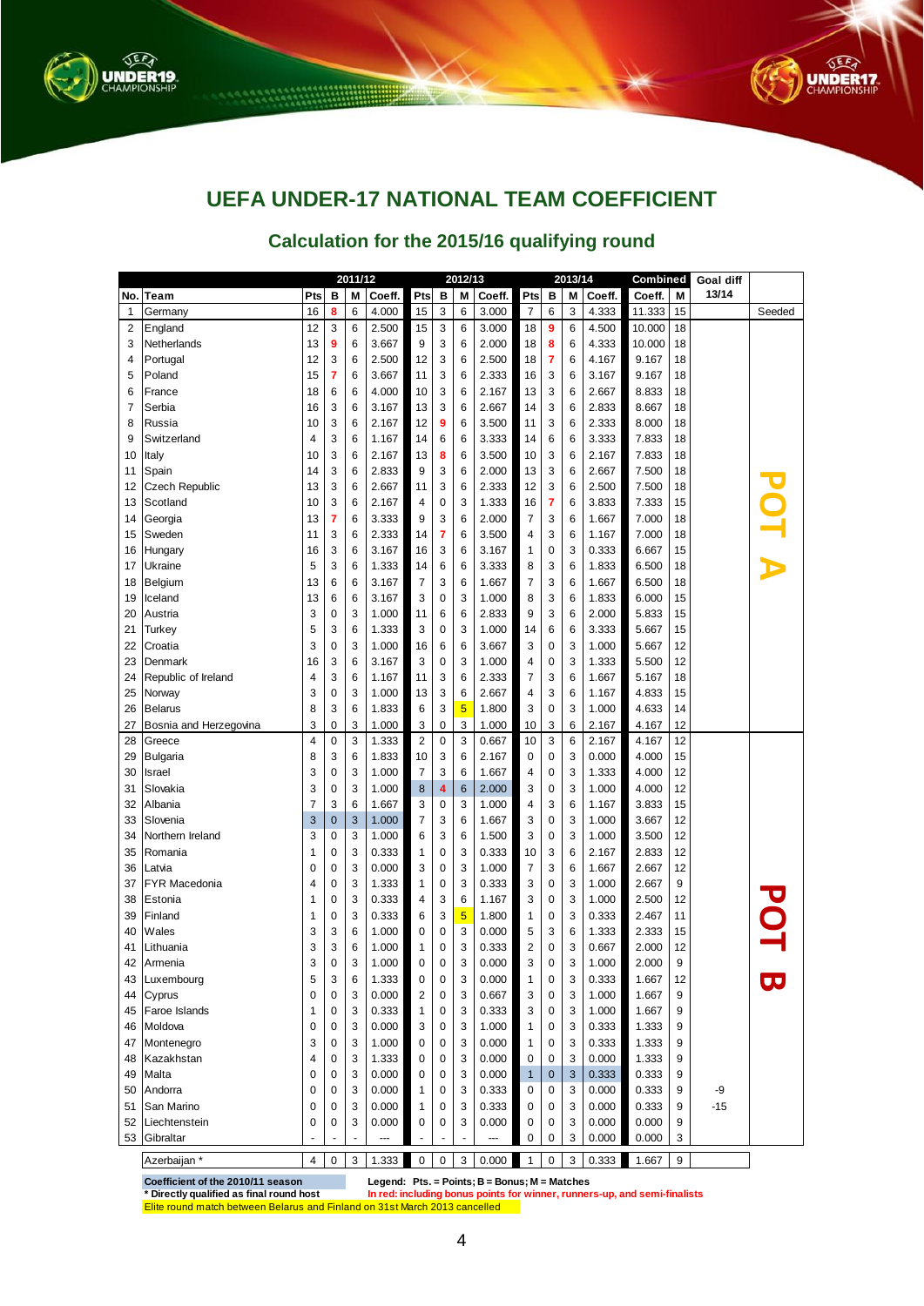# UEFA UNDER-17 NATIONAL TEAM COEFFICIENT

## Calculation for the 2015/16 qualifying round

| No. | Team | 2011/12 Pts | B | M | Coeff. | 2012/13 Pts | B | M | Coeff. | 2013/14 Pts | B | M | Coeff. | Combined Coeff. | M | Goal diff 13/14 | |
|---|---|---|---|---|---|---|---|---|---|---|---|---|---|---|---|---|---|
| 1 | Germany | 16 | 8 | 6 | 4.000 | 15 | 3 | 6 | 3.000 | 7 | 6 | 3 | 4.333 | 11.333 | 15 | | Seeded |
| 2 | England | 12 | 3 | 6 | 2.500 | 15 | 3 | 6 | 3.000 | 18 | 9 | 6 | 4.500 | 10.000 | 18 | | POT A |
| 3 | Netherlands | 13 | 9 | 6 | 3.667 | 9 | 3 | 6 | 2.000 | 18 | 8 | 6 | 4.333 | 10.000 | 18 | | POT A |
| 4 | Portugal | 12 | 3 | 6 | 2.500 | 12 | 3 | 6 | 2.500 | 18 | 7 | 6 | 4.167 | 9.167 | 18 | | POT A |
| 5 | Poland | 15 | 7 | 6 | 3.667 | 11 | 3 | 6 | 2.333 | 16 | 3 | 6 | 3.167 | 9.167 | 18 | | POT A |
| 6 | France | 18 | 6 | 6 | 4.000 | 10 | 3 | 6 | 2.167 | 13 | 3 | 6 | 2.667 | 8.833 | 18 | | POT A |
| 7 | Serbia | 16 | 3 | 6 | 3.167 | 13 | 3 | 6 | 2.667 | 14 | 3 | 6 | 2.833 | 8.667 | 18 | | POT A |
| 8 | Russia | 10 | 3 | 6 | 2.167 | 12 | 9 | 6 | 3.500 | 11 | 3 | 6 | 2.333 | 8.000 | 18 | | POT A |
| 9 | Switzerland | 4 | 3 | 6 | 1.167 | 14 | 6 | 6 | 3.333 | 14 | 6 | 6 | 3.333 | 7.833 | 18 | | POT A |
| 10 | Italy | 10 | 3 | 6 | 2.167 | 13 | 8 | 6 | 3.500 | 10 | 3 | 6 | 2.167 | 7.833 | 18 | | POT A |
| 11 | Spain | 14 | 3 | 6 | 2.833 | 9 | 3 | 6 | 2.000 | 13 | 3 | 6 | 2.667 | 7.500 | 18 | | POT A |
| 12 | Czech Republic | 13 | 3 | 6 | 2.667 | 11 | 3 | 6 | 2.333 | 12 | 3 | 6 | 2.500 | 7.500 | 18 | | POT A |
| 13 | Scotland | 10 | 3 | 6 | 2.167 | 4 | 0 | 3 | 1.333 | 16 | 7 | 6 | 3.833 | 7.333 | 15 | | POT A |
| 14 | Georgia | 13 | 7 | 6 | 3.333 | 9 | 3 | 6 | 2.000 | 7 | 3 | 6 | 1.667 | 7.000 | 18 | | POT A |
| 15 | Sweden | 11 | 3 | 6 | 2.333 | 14 | 7 | 6 | 3.500 | 4 | 3 | 6 | 1.167 | 7.000 | 18 | | POT A |
| 16 | Hungary | 16 | 3 | 6 | 3.167 | 16 | 3 | 6 | 3.167 | 1 | 0 | 3 | 0.333 | 6.667 | 15 | | POT A |
| 17 | Ukraine | 5 | 3 | 6 | 1.333 | 14 | 6 | 6 | 3.333 | 8 | 3 | 6 | 1.833 | 6.500 | 18 | | POT A |
| 18 | Belgium | 13 | 6 | 6 | 3.167 | 7 | 3 | 6 | 1.667 | 7 | 3 | 6 | 1.667 | 6.500 | 18 | | POT A |
| 19 | Iceland | 13 | 6 | 6 | 3.167 | 3 | 0 | 3 | 1.000 | 8 | 3 | 6 | 1.833 | 6.000 | 15 | | POT A |
| 20 | Austria | 3 | 0 | 3 | 1.000 | 11 | 6 | 6 | 2.833 | 9 | 3 | 6 | 2.000 | 5.833 | 15 | | POT A |
| 21 | Turkey | 5 | 3 | 6 | 1.333 | 3 | 0 | 3 | 1.000 | 14 | 6 | 6 | 3.333 | 5.667 | 15 | | POT A |
| 22 | Croatia | 3 | 0 | 3 | 1.000 | 16 | 6 | 6 | 3.667 | 3 | 0 | 3 | 1.000 | 5.667 | 12 | | POT A |
| 23 | Denmark | 16 | 3 | 6 | 3.167 | 3 | 0 | 3 | 1.000 | 4 | 0 | 3 | 1.333 | 5.500 | 12 | | POT A |
| 24 | Republic of Ireland | 4 | 3 | 6 | 1.167 | 11 | 3 | 6 | 2.333 | 7 | 3 | 6 | 1.667 | 5.167 | 18 | | POT A |
| 25 | Norway | 3 | 0 | 3 | 1.000 | 13 | 3 | 6 | 2.667 | 4 | 3 | 6 | 1.167 | 4.833 | 15 | | POT A |
| 26 | Belarus | 8 | 3 | 6 | 1.833 | 6 | 3 | 5 | 1.800 | 3 | 0 | 3 | 1.000 | 4.633 | 14 | | POT A |
| 27 | Bosnia and Herzegovina | 3 | 0 | 3 | 1.000 | 3 | 0 | 3 | 1.000 | 10 | 3 | 6 | 2.167 | 4.167 | 12 | | POT A |
| 28 | Greece | 4 | 0 | 3 | 1.333 | 2 | 0 | 3 | 0.667 | 10 | 3 | 6 | 2.167 | 4.167 | 12 | | POT B |
| 29 | Bulgaria | 8 | 3 | 6 | 1.833 | 10 | 3 | 6 | 2.167 | 0 | 0 | 3 | 0.000 | 4.000 | 15 | | POT B |
| 30 | Israel | 3 | 0 | 3 | 1.000 | 7 | 3 | 6 | 1.667 | 4 | 0 | 3 | 1.333 | 4.000 | 12 | | POT B |
| 31 | Slovakia | 3 | 0 | 3 | 1.000 | 8 | 4 | 6 | 2.000 | 3 | 0 | 3 | 1.000 | 4.000 | 12 | | POT B |
| 32 | Albania | 7 | 3 | 6 | 1.667 | 3 | 0 | 3 | 1.000 | 4 | 3 | 6 | 1.167 | 3.833 | 15 | | POT B |
| 33 | Slovenia | 3 | 0 | 3 | 1.000 | 7 | 3 | 6 | 1.667 | 3 | 0 | 3 | 1.000 | 3.667 | 12 | | POT B |
| 34 | Northern Ireland | 3 | 0 | 3 | 1.000 | 6 | 3 | 6 | 1.500 | 3 | 0 | 3 | 1.000 | 3.500 | 12 | | POT B |
| 35 | Romania | 1 | 0 | 3 | 0.333 | 1 | 0 | 3 | 0.333 | 10 | 3 | 6 | 2.167 | 2.833 | 12 | | POT B |
| 36 | Latvia | 0 | 0 | 3 | 0.000 | 3 | 0 | 3 | 1.000 | 7 | 3 | 6 | 1.667 | 2.667 | 12 | | POT B |
| 37 | FYR Macedonia | 4 | 0 | 3 | 1.333 | 1 | 0 | 3 | 0.333 | 3 | 0 | 3 | 1.000 | 2.667 | 9 | | POT B |
| 38 | Estonia | 1 | 0 | 3 | 0.333 | 4 | 3 | 6 | 1.167 | 3 | 0 | 3 | 1.000 | 2.500 | 12 | | POT B |
| 39 | Finland | 1 | 0 | 3 | 0.333 | 6 | 3 | 5 | 1.800 | 1 | 0 | 3 | 0.333 | 2.467 | 11 | | POT B |
| 40 | Wales | 3 | 3 | 6 | 1.000 | 0 | 0 | 3 | 0.000 | 5 | 3 | 6 | 1.333 | 2.333 | 15 | | POT B |
| 41 | Lithuania | 3 | 3 | 6 | 1.000 | 1 | 0 | 3 | 0.333 | 2 | 0 | 3 | 0.667 | 2.000 | 12 | | POT B |
| 42 | Armenia | 3 | 0 | 3 | 1.000 | 0 | 0 | 3 | 0.000 | 3 | 0 | 3 | 1.000 | 2.000 | 9 | | POT B |
| 43 | Luxembourg | 5 | 3 | 6 | 1.333 | 0 | 0 | 3 | 0.000 | 1 | 0 | 3 | 0.333 | 1.667 | 12 | | POT B |
| 44 | Cyprus | 0 | 0 | 3 | 0.000 | 2 | 0 | 3 | 0.667 | 3 | 0 | 3 | 1.000 | 1.667 | 9 | | POT B |
| 45 | Faroe Islands | 1 | 0 | 3 | 0.333 | 1 | 0 | 3 | 0.333 | 3 | 0 | 3 | 1.000 | 1.667 | 9 | | POT B |
| 46 | Moldova | 0 | 0 | 3 | 0.000 | 3 | 0 | 3 | 1.000 | 1 | 0 | 3 | 0.333 | 1.333 | 9 | | POT B |
| 47 | Montenegro | 3 | 0 | 3 | 1.000 | 0 | 0 | 3 | 0.000 | 1 | 0 | 3 | 0.333 | 1.333 | 9 | | POT B |
| 48 | Kazakhstan | 4 | 0 | 3 | 1.333 | 0 | 0 | 3 | 0.000 | 0 | 0 | 3 | 0.000 | 1.333 | 9 | | POT B |
| 49 | Malta | 0 | 0 | 3 | 0.000 | 0 | 0 | 3 | 0.000 | 1 | 0 | 3 | 0.333 | 0.333 | 9 | | POT B |
| 50 | Andorra | 0 | 0 | 3 | 0.000 | 1 | 0 | 3 | 0.333 | 0 | 0 | 3 | 0.000 | 0.333 | 9 | -9 | POT B |
| 51 | San Marino | 0 | 0 | 3 | 0.000 | 1 | 0 | 3 | 0.333 | 0 | 0 | 3 | 0.000 | 0.333 | 9 | -15 | POT B |
| 52 | Liechtenstein | 0 | 0 | 3 | 0.000 | 0 | 0 | 3 | 0.000 | 0 | 0 | 3 | 0.000 | 0.000 | 9 | | POT B |
| 53 | Gibraltar | - | - | - | --- | - | - | - | --- | 0 | 0 | 3 | 0.000 | 0.000 | 3 | | POT B |
| | Azerbaijan * | 4 | 0 | 3 | 1.333 | 0 | 0 | 3 | 0.000 | 1 | 0 | 3 | 0.333 | 1.667 | 9 | | |

**Coefficient of the 2010/11 season**

**Legend: Pts. = Points; B = Bonus; M = Matches**

*** Directly qualified as final round host**

In red: including bonus points for winner, runners-up, and semi-finalists

Elite round match between Belarus and Finland on 31st March 2013 cancelled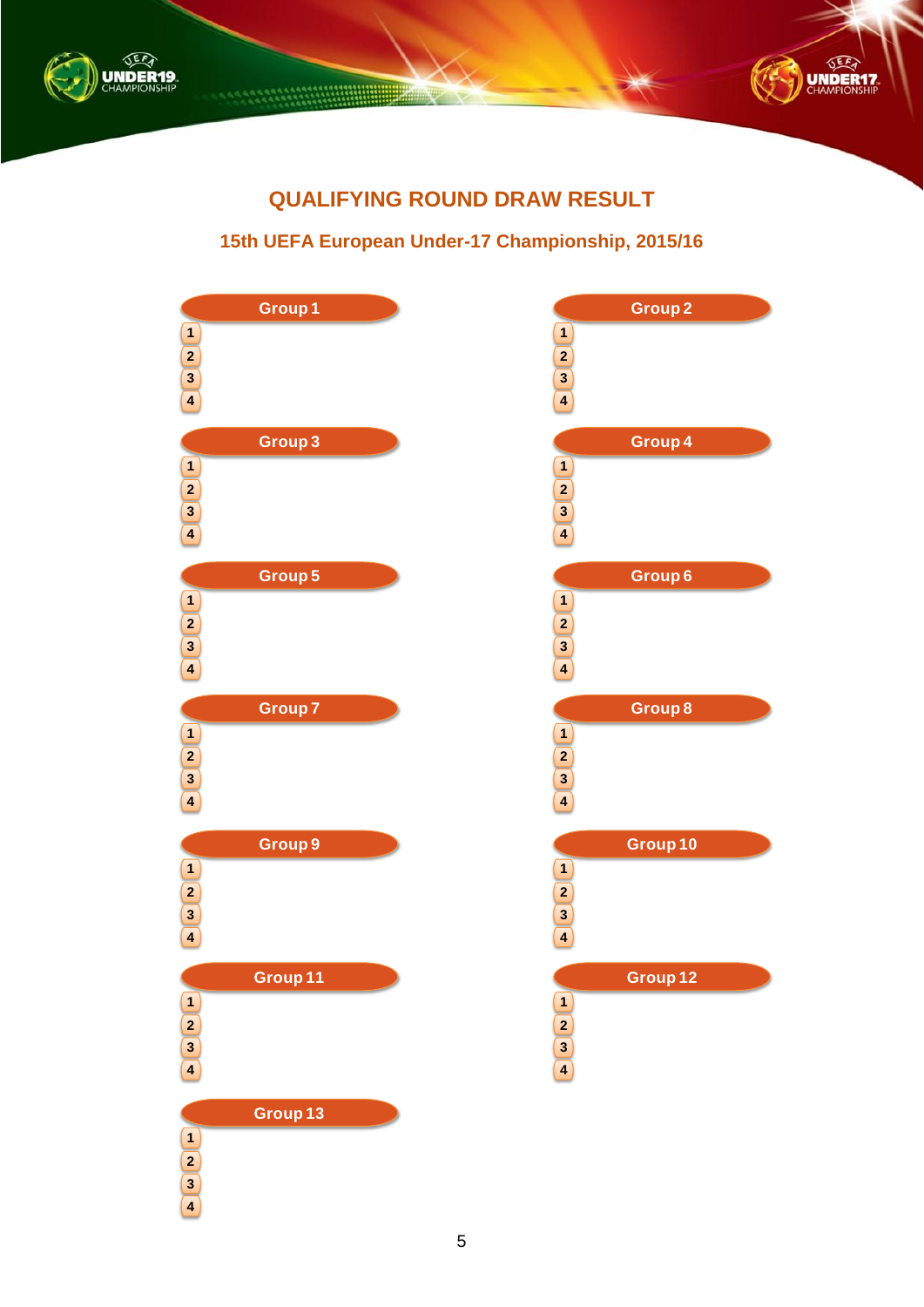## QUALIFYING ROUND DRAW RESULT

### 15th UEFA European Under-17 Championship, 2015/16

**Group 1**

1
2
3
4

**Group 2**

1
2
3
4

**Group 3**

1
2
3
4

**Group 4**

1
2
3
4

**Group 5**

1
2
3
4

**Group 6**

1
2
3
4

**Group 7**

1
2
3
4

**Group 8**

1
2
3
4

**Group 9**

1
2
3
4

**Group 10**

1
2
3
4

**Group 11**

1
2
3
4

**Group 12**

1
2
3
4

**Group 13**

1
2
3
4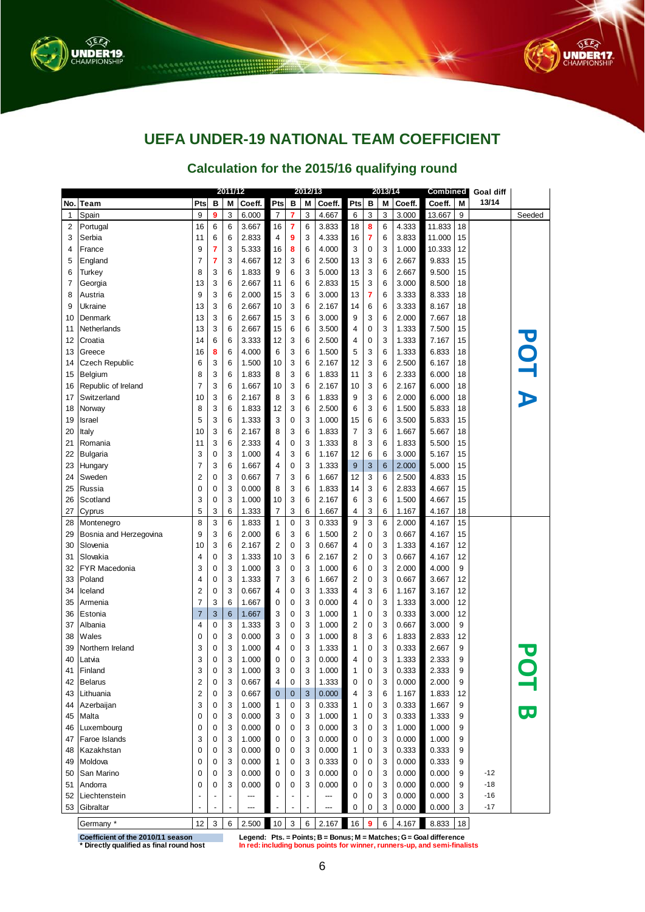# UEFA UNDER-19 NATIONAL TEAM COEFFICIENT

## Calculation for the 2015/16 qualifying round

| No. | Team | 2011/12 Pts | B | M | Coeff. | 2012/13 Pts | B | M | Coeff. | 2013/14 Pts | B | M | Coeff. | Combined Coeff. | M | Goal diff 13/14 | |
|---|---|---|---|---|---|---|---|---|---|---|---|---|---|---|---|---|---|
| 1 | Spain | 9 | 9 | 3 | 6.000 | 7 | 7 | 3 | 4.667 | 6 | 3 | 3 | 3.000 | 13.667 | 9 | | Seeded |
| 2 | Portugal | 16 | 6 | 6 | 3.667 | 16 | 7 | 6 | 3.833 | 18 | 8 | 6 | 4.333 | 11.833 | 18 | | POT A |
| 3 | Serbia | 11 | 6 | 6 | 2.833 | 4 | 9 | 3 | 4.333 | 16 | 7 | 6 | 3.833 | 11.000 | 15 | | POT A |
| 4 | France | 9 | 7 | 3 | 5.333 | 16 | 8 | 6 | 4.000 | 3 | 0 | 3 | 1.000 | 10.333 | 12 | | POT A |
| 5 | England | 7 | 7 | 3 | 4.667 | 12 | 3 | 6 | 2.500 | 13 | 3 | 6 | 2.667 | 9.833 | 15 | | POT A |
| 6 | Turkey | 8 | 3 | 6 | 1.833 | 9 | 6 | 3 | 5.000 | 13 | 3 | 6 | 2.667 | 9.500 | 15 | | POT A |
| 7 | Georgia | 13 | 3 | 6 | 2.667 | 11 | 6 | 6 | 2.833 | 15 | 3 | 6 | 3.000 | 8.500 | 18 | | POT A |
| 8 | Austria | 9 | 3 | 6 | 2.000 | 15 | 3 | 6 | 3.000 | 13 | 7 | 6 | 3.333 | 8.333 | 18 | | POT A |
| 9 | Ukraine | 13 | 3 | 6 | 2.667 | 10 | 3 | 6 | 2.167 | 14 | 6 | 6 | 3.333 | 8.167 | 18 | | POT A |
| 10 | Denmark | 13 | 3 | 6 | 2.667 | 15 | 3 | 6 | 3.000 | 9 | 3 | 6 | 2.000 | 7.667 | 18 | | POT A |
| 11 | Netherlands | 13 | 3 | 6 | 2.667 | 15 | 6 | 6 | 3.500 | 4 | 0 | 3 | 1.333 | 7.500 | 15 | | POT A |
| 12 | Croatia | 14 | 6 | 6 | 3.333 | 12 | 3 | 6 | 2.500 | 4 | 0 | 3 | 1.333 | 7.167 | 15 | | POT A |
| 13 | Greece | 16 | 8 | 6 | 4.000 | 6 | 3 | 6 | 1.500 | 5 | 3 | 6 | 1.333 | 6.833 | 18 | | POT A |
| 14 | Czech Republic | 6 | 3 | 6 | 1.500 | 10 | 3 | 6 | 2.167 | 12 | 3 | 6 | 2.500 | 6.167 | 18 | | POT A |
| 15 | Belgium | 8 | 3 | 6 | 1.833 | 8 | 3 | 6 | 1.833 | 11 | 3 | 6 | 2.333 | 6.000 | 18 | | POT A |
| 16 | Republic of Ireland | 7 | 3 | 6 | 1.667 | 10 | 3 | 6 | 2.167 | 10 | 3 | 6 | 2.167 | 6.000 | 18 | | POT A |
| 17 | Switzerland | 10 | 3 | 6 | 2.167 | 8 | 3 | 6 | 1.833 | 9 | 3 | 6 | 2.000 | 6.000 | 18 | | POT A |
| 18 | Norway | 8 | 3 | 6 | 1.833 | 12 | 3 | 6 | 2.500 | 6 | 3 | 6 | 1.500 | 5.833 | 18 | | POT A |
| 19 | Israel | 5 | 3 | 6 | 1.333 | 3 | 0 | 3 | 1.000 | 15 | 6 | 6 | 3.500 | 5.833 | 15 | | POT A |
| 20 | Italy | 10 | 3 | 6 | 2.167 | 8 | 3 | 6 | 1.833 | 7 | 3 | 6 | 1.667 | 5.667 | 18 | | POT A |
| 21 | Romania | 11 | 3 | 6 | 2.333 | 4 | 0 | 3 | 1.333 | 8 | 3 | 6 | 1.833 | 5.500 | 15 | | POT A |
| 22 | Bulgaria | 3 | 0 | 3 | 1.000 | 4 | 3 | 6 | 1.167 | 12 | 6 | 6 | 3.000 | 5.167 | 15 | | POT A |
| 23 | Hungary | 7 | 3 | 6 | 1.667 | 4 | 0 | 3 | 1.333 | 9 | 3 | 6 | 2.000 | 5.000 | 15 | | POT A |
| 24 | Sweden | 2 | 0 | 3 | 0.667 | 7 | 3 | 6 | 1.667 | 12 | 3 | 6 | 2.500 | 4.833 | 15 | | POT A |
| 25 | Russia | 0 | 0 | 3 | 0.000 | 8 | 3 | 6 | 1.833 | 14 | 3 | 6 | 2.833 | 4.667 | 15 | | POT A |
| 26 | Scotland | 3 | 0 | 3 | 1.000 | 10 | 3 | 6 | 2.167 | 6 | 3 | 6 | 1.500 | 4.667 | 15 | | POT A |
| 27 | Cyprus | 5 | 3 | 6 | 1.333 | 7 | 3 | 6 | 1.667 | 4 | 3 | 6 | 1.167 | 4.167 | 18 | | POT A |
| 28 | Montenegro | 8 | 3 | 6 | 1.833 | 1 | 0 | 3 | 0.333 | 9 | 3 | 6 | 2.000 | 4.167 | 15 | | POT B |
| 29 | Bosnia and Herzegovina | 9 | 3 | 6 | 2.000 | 6 | 3 | 6 | 1.500 | 2 | 0 | 3 | 0.667 | 4.167 | 15 | | POT B |
| 30 | Slovenia | 10 | 3 | 6 | 2.167 | 2 | 0 | 3 | 0.667 | 4 | 0 | 3 | 1.333 | 4.167 | 12 | | POT B |
| 31 | Slovakia | 4 | 0 | 3 | 1.333 | 10 | 3 | 6 | 2.167 | 2 | 0 | 3 | 0.667 | 4.167 | 12 | | POT B |
| 32 | FYR Macedonia | 3 | 0 | 3 | 1.000 | 3 | 0 | 3 | 1.000 | 6 | 0 | 3 | 2.000 | 4.000 | 9 | | POT B |
| 33 | Poland | 4 | 0 | 3 | 1.333 | 7 | 3 | 6 | 1.667 | 2 | 0 | 3 | 0.667 | 3.667 | 12 | | POT B |
| 34 | Iceland | 2 | 0 | 3 | 0.667 | 4 | 0 | 3 | 1.333 | 4 | 3 | 6 | 1.167 | 3.167 | 12 | | POT B |
| 35 | Armenia | 7 | 3 | 6 | 1.667 | 0 | 0 | 3 | 0.000 | 4 | 0 | 3 | 1.333 | 3.000 | 12 | | POT B |
| 36 | Estonia | 7 | 3 | 6 | 1.667 | 3 | 0 | 3 | 1.000 | 1 | 0 | 3 | 0.333 | 3.000 | 12 | | POT B |
| 37 | Albania | 4 | 0 | 3 | 1.333 | 3 | 0 | 3 | 1.000 | 2 | 0 | 3 | 0.667 | 3.000 | 9 | | POT B |
| 38 | Wales | 0 | 0 | 3 | 0.000 | 3 | 0 | 3 | 1.000 | 8 | 3 | 6 | 1.833 | 2.833 | 12 | | POT B |
| 39 | Northern Ireland | 3 | 0 | 3 | 1.000 | 4 | 0 | 3 | 1.333 | 1 | 0 | 3 | 0.333 | 2.667 | 9 | | POT B |
| 40 | Latvia | 3 | 0 | 3 | 1.000 | 0 | 0 | 3 | 0.000 | 4 | 0 | 3 | 1.333 | 2.333 | 9 | | POT B |
| 41 | Finland | 3 | 0 | 3 | 1.000 | 3 | 0 | 3 | 1.000 | 1 | 0 | 3 | 0.333 | 2.333 | 9 | | POT B |
| 42 | Belarus | 2 | 0 | 3 | 0.667 | 4 | 0 | 3 | 1.333 | 0 | 0 | 3 | 0.000 | 2.000 | 9 | | POT B |
| 43 | Lithuania | 2 | 0 | 3 | 0.667 | 0 | 0 | 3 | 0.000 | 4 | 3 | 6 | 1.167 | 1.833 | 12 | | POT B |
| 44 | Azerbaijan | 3 | 0 | 3 | 1.000 | 1 | 0 | 3 | 0.333 | 1 | 0 | 3 | 0.333 | 1.667 | 9 | | POT B |
| 45 | Malta | 0 | 0 | 3 | 0.000 | 3 | 0 | 3 | 1.000 | 1 | 0 | 3 | 0.333 | 1.333 | 9 | | POT B |
| 46 | Luxembourg | 0 | 0 | 3 | 0.000 | 0 | 0 | 3 | 0.000 | 3 | 0 | 3 | 1.000 | 1.000 | 9 | | POT B |
| 47 | Faroe Islands | 3 | 0 | 3 | 1.000 | 0 | 0 | 3 | 0.000 | 0 | 0 | 3 | 0.000 | 1.000 | 9 | | POT B |
| 48 | Kazakhstan | 0 | 0 | 3 | 0.000 | 0 | 0 | 3 | 0.000 | 1 | 0 | 3 | 0.333 | 0.333 | 9 | | POT B |
| 49 | Moldova | 0 | 0 | 3 | 0.000 | 1 | 0 | 3 | 0.333 | 0 | 0 | 3 | 0.000 | 0.333 | 9 | | POT B |
| 50 | San Marino | 0 | 0 | 3 | 0.000 | 0 | 0 | 3 | 0.000 | 0 | 0 | 3 | 0.000 | 0.000 | 9 | -12 | POT B |
| 51 | Andorra | 0 | 0 | 3 | 0.000 | 0 | 0 | 3 | 0.000 | 0 | 0 | 3 | 0.000 | 0.000 | 9 | -18 | POT B |
| 52 | Liechtenstein | - | - | - | --- | - | - | - | --- | 0 | 0 | 3 | 0.000 | 0.000 | 3 | -16 | POT B |
| 53 | Gibraltar | - | - | - | --- | - | - | - | --- | 0 | 0 | 3 | 0.000 | 0.000 | 3 | -17 | POT B |
| | Germany * | 12 | 3 | 6 | 2.500 | 10 | 3 | 6 | 2.167 | 16 | 9 | 6 | 4.167 | 8.833 | 18 | | |

Coefficient of the 2010/11 season

\* Directly qualified as final round host

**Legend: Pts. = Points; B = Bonus; M = Matches; G = Goal difference**

In red: including bonus points for winner, runners-up, and semi-finalists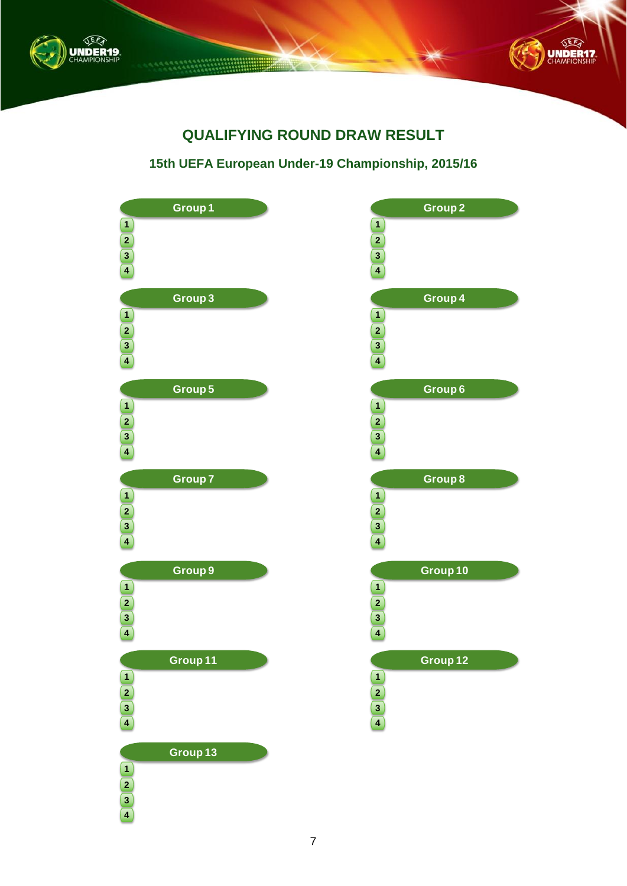# QUALIFYING ROUND DRAW RESULT

## 15th UEFA European Under-19 Championship, 2015/16

**Group 1**

1. 
2. 
3. 
4. 

**Group 2**

1. 
2. 
3. 
4. 

**Group 3**

1. 
2. 
3. 
4. 

**Group 4**

1. 
2. 
3. 
4. 

**Group 5**

1. 
2. 
3. 
4. 

**Group 6**

1. 
2. 
3. 
4. 

**Group 7**

1. 
2. 
3. 
4. 

**Group 8**

1. 
2. 
3. 
4. 

**Group 9**

1. 
2. 
3. 
4. 

**Group 10**

1. 
2. 
3. 
4. 

**Group 11**

1. 
2. 
3. 
4. 

**Group 12**

1. 
2. 
3. 
4. 

**Group 13**

1. 
2. 
3. 
4.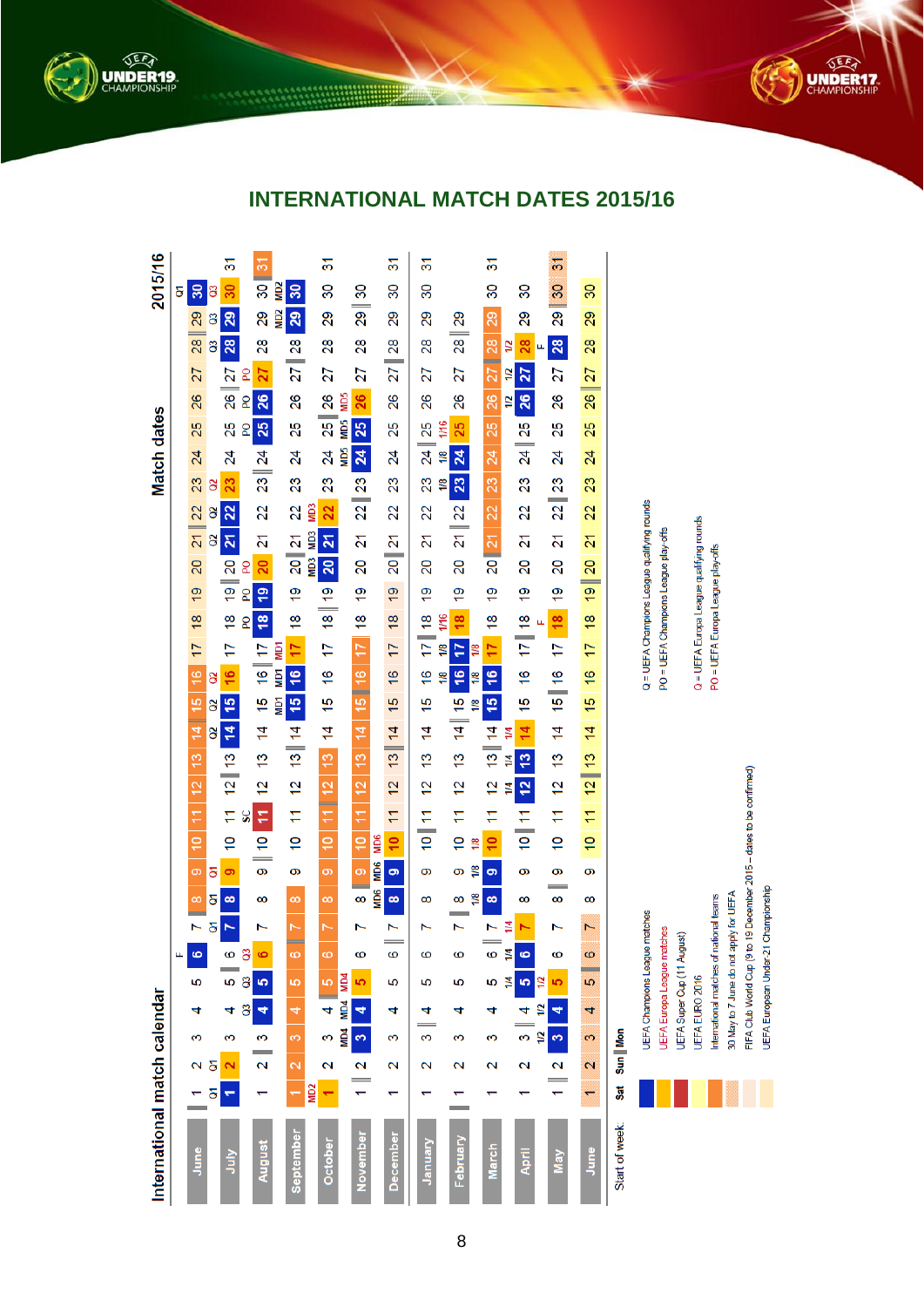# INTERNATIONAL MATCH DATES 2015/16

## International match calendar — Match dates — 2015/16

| Month | 1 | 2 | 3 | 4 | 5 | 6 | 7 | 8 | 9 | 10 | 11 | 12 | 13 | 14 | 15 | 16 | 17 | 18 | 19 | 20 | 21 | 22 | 23 | 24 | 25 | 26 | 27 | 28 | 29 | 30 | 31 |
|---|---|---|---|---|---|---|---|---|---|---|---|---|---|---|---|---|---|---|---|---|---|---|---|---|---|---|---|---|---|---|---|
| June | | | | | | F | | | | | | | | | | | | | | | | | | | | | | | | Q1 | |
| July | Q1 | Q1 | | | | | Q1 | Q1 | Q1 | | | | | Q2 | Q2 | Q2 | | | | | Q2 | Q2 | Q2 | | | | | Q3 | Q3 | Q3 | |
| August | | | | Q3 | Q3 | Q3 | | | | | SC | | | | | | | PO | PO | PO | | | | | PO | PO | PO | | | | |
| September | | | | | | | | | | | | | | | MD1 | MD1 | MD1 | | | | | | | | | | | | MD2 | MD2 | |
| October | MD2 | | | | | | | | | | | | | | | | | | | MD3 | MD3 | MD3 | | | | | | | | | |
| November | | | MD4 | MD4 | MD4 | | | | | | | | | | | | | | | | | | | MD5 | MD5 | MD5 | | | | | |
| December | | | | | | | | MD6 | MD6 | MD6 | | | | | | | | | | | | | | | | | | | | | |
| January | | | | | | | | | | | | | | | | | | | | | | | | | | | | | | | |
| February | | | | | | | | | | | | | | | | 1/8 | 1/8 | 1/16 | | | | | 1/8 | 1/8 | 1/16 | | | | | | |
| March | | | | | | | | 1/8 | 1/8 | 1/8 | | | | | 1/8 | 1/8 | 1/8 | | | | | | | | | | | | | | |
| April | | | | | 1/4 | 1/4 | 1/4 | | | | | 1/4 | 1/4 | 1/4 | | | | | | | | | | | | 1/2 | 1/2 | 1/2 | | | |
| May | | | 1/2 | 1/2 | 1/2 | | | | | | | | | | | | | F | | | | | | | | | | F | | | |
| June | | | | | | | | | | | | | | | | | | | | | | | | | | | | | | | |

Start of week: Sat | Sun | Mon

- UEFA Champions League matches
- UEFA Europa League matches
- UEFA Super Cup (11 August)
- UEFA EURO 2016
- International matches of national teams
- 30 May to 7 June do not apply for UEFA
- FIFA Club World Cup (9 to 19 December 2015 – dates to be confirmed)
- UEFA European Under-21 Championship

Q = UEFA Champions League qualifying rounds
PO = UEFA Champions League play-offs

Q = UEFA Europa League qualifying rounds
PO = UEFA Europa League play-offs